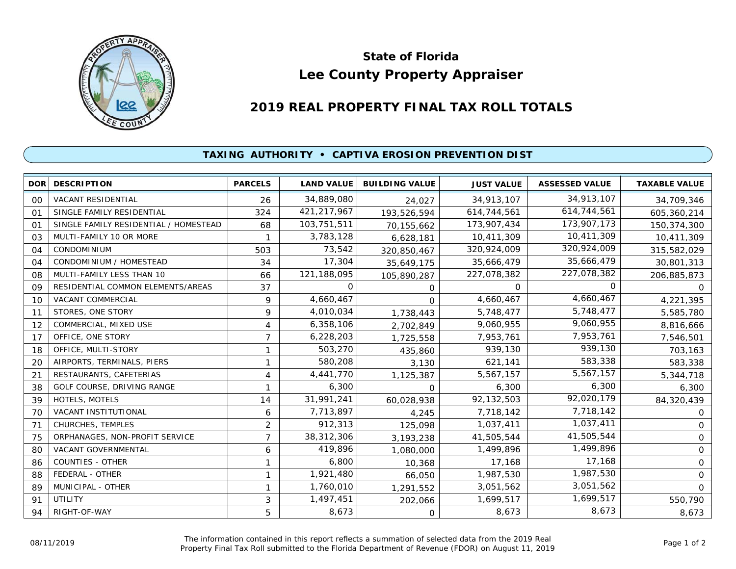# State of Florida
# Lee County Property Appraiser

## 2019 REAL PROPERTY FINAL TAX ROLL TOTALS

### TAXING AUTHORITY • CAPTIVA EROSION PREVENTION DIST

| DOR | DESCRIPTION | PARCELS | LAND VALUE | BUILDING VALUE | JUST VALUE | ASSESSED VALUE | TAXABLE VALUE |
|---|---|---|---|---|---|---|---|
| 00 | VACANT RESIDENTIAL | 26 | 34,889,080 | 24,027 | 34,913,107 | 34,913,107 | 34,709,346 |
| 01 | SINGLE FAMILY RESIDENTIAL | 324 | 421,217,967 | 193,526,594 | 614,744,561 | 614,744,561 | 605,360,214 |
| 01 | SINGLE FAMILY RESIDENTIAL / HOMESTEAD | 68 | 103,751,511 | 70,155,662 | 173,907,434 | 173,907,173 | 150,374,300 |
| 03 | MULTI-FAMILY 10 OR MORE | 1 | 3,783,128 | 6,628,181 | 10,411,309 | 10,411,309 | 10,411,309 |
| 04 | CONDOMINIUM | 503 | 73,542 | 320,850,467 | 320,924,009 | 320,924,009 | 315,582,029 |
| 04 | CONDOMINIUM / HOMESTEAD | 34 | 17,304 | 35,649,175 | 35,666,479 | 35,666,479 | 30,801,313 |
| 08 | MULTI-FAMILY LESS THAN 10 | 66 | 121,188,095 | 105,890,287 | 227,078,382 | 227,078,382 | 206,885,873 |
| 09 | RESIDENTIAL COMMON ELEMENTS/AREAS | 37 | 0 | 0 | 0 | 0 | 0 |
| 10 | VACANT COMMERCIAL | 9 | 4,660,467 | 0 | 4,660,467 | 4,660,467 | 4,221,395 |
| 11 | STORES, ONE STORY | 9 | 4,010,034 | 1,738,443 | 5,748,477 | 5,748,477 | 5,585,780 |
| 12 | COMMERCIAL, MIXED USE | 4 | 6,358,106 | 2,702,849 | 9,060,955 | 9,060,955 | 8,816,666 |
| 17 | OFFICE, ONE STORY | 7 | 6,228,203 | 1,725,558 | 7,953,761 | 7,953,761 | 7,546,501 |
| 18 | OFFICE, MULTI-STORY | 1 | 503,270 | 435,860 | 939,130 | 939,130 | 703,163 |
| 20 | AIRPORTS, TERMINALS, PIERS | 1 | 580,208 | 3,130 | 621,141 | 583,338 | 583,338 |
| 21 | RESTAURANTS, CAFETERIAS | 4 | 4,441,770 | 1,125,387 | 5,567,157 | 5,567,157 | 5,344,718 |
| 38 | GOLF COURSE, DRIVING RANGE | 1 | 6,300 | 0 | 6,300 | 6,300 | 6,300 |
| 39 | HOTELS, MOTELS | 14 | 31,991,241 | 60,028,938 | 92,132,503 | 92,020,179 | 84,320,439 |
| 70 | VACANT INSTITUTIONAL | 6 | 7,713,897 | 4,245 | 7,718,142 | 7,718,142 | 0 |
| 71 | CHURCHES, TEMPLES | 2 | 912,313 | 125,098 | 1,037,411 | 1,037,411 | 0 |
| 75 | ORPHANAGES, NON-PROFIT SERVICE | 7 | 38,312,306 | 3,193,238 | 41,505,544 | 41,505,544 | 0 |
| 80 | VACANT GOVERNMENTAL | 6 | 419,896 | 1,080,000 | 1,499,896 | 1,499,896 | 0 |
| 86 | COUNTIES - OTHER | 1 | 6,800 | 10,368 | 17,168 | 17,168 | 0 |
| 88 | FEDERAL - OTHER | 1 | 1,921,480 | 66,050 | 1,987,530 | 1,987,530 | 0 |
| 89 | MUNICIPAL - OTHER | 1 | 1,760,010 | 1,291,552 | 3,051,562 | 3,051,562 | 0 |
| 91 | UTILITY | 3 | 1,497,451 | 202,066 | 1,699,517 | 1,699,517 | 550,790 |
| 94 | RIGHT-OF-WAY | 5 | 8,673 | 0 | 8,673 | 8,673 | 8,673 |

08/11/2019

The information contained in this report reflects a summation of selected data from the 2019 Real Property Final Tax Roll submitted to the Florida Department of Revenue (FDOR) on August 11, 2019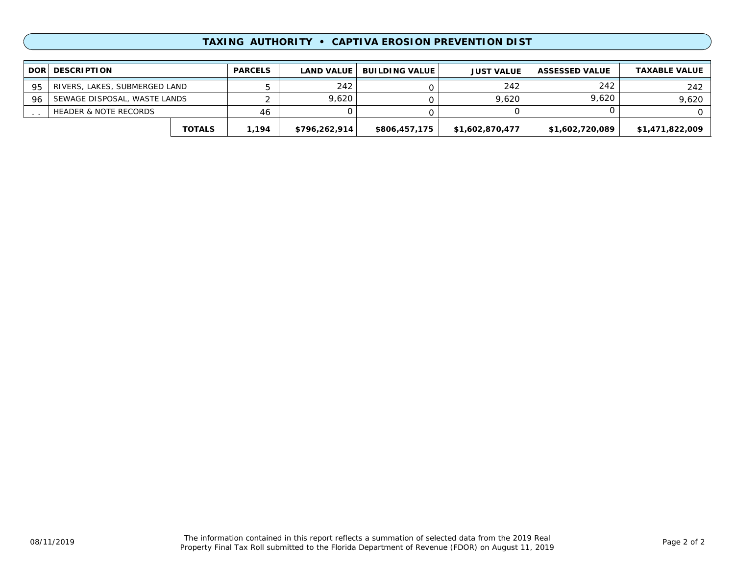## TAXING AUTHORITY • CAPTIVA EROSION PREVENTION DIST

| DOR | DESCRIPTION | PARCELS | LAND VALUE | BUILDING VALUE | JUST VALUE | ASSESSED VALUE | TAXABLE VALUE |
|---|---|---|---|---|---|---|---|
| 95 | RIVERS, LAKES, SUBMERGED LAND | 5 | 242 | 0 | 242 | 242 | 242 |
| 96 | SEWAGE DISPOSAL, WASTE LANDS | 2 | 9,620 | 0 | 9,620 | 9,620 | 9,620 |
| . . | HEADER & NOTE RECORDS | 46 | 0 | 0 | 0 | 0 | 0 |
| | **TOTALS** | **1,194** | **$796,262,914** | **$806,457,175** | **$1,602,870,477** | **$1,602,720,089** | **$1,471,822,009** |

08/11/2019

The information contained in this report reflects a summation of selected data from the 2019 Real Property Final Tax Roll submitted to the Florida Department of Revenue (FDOR) on August 11, 2019